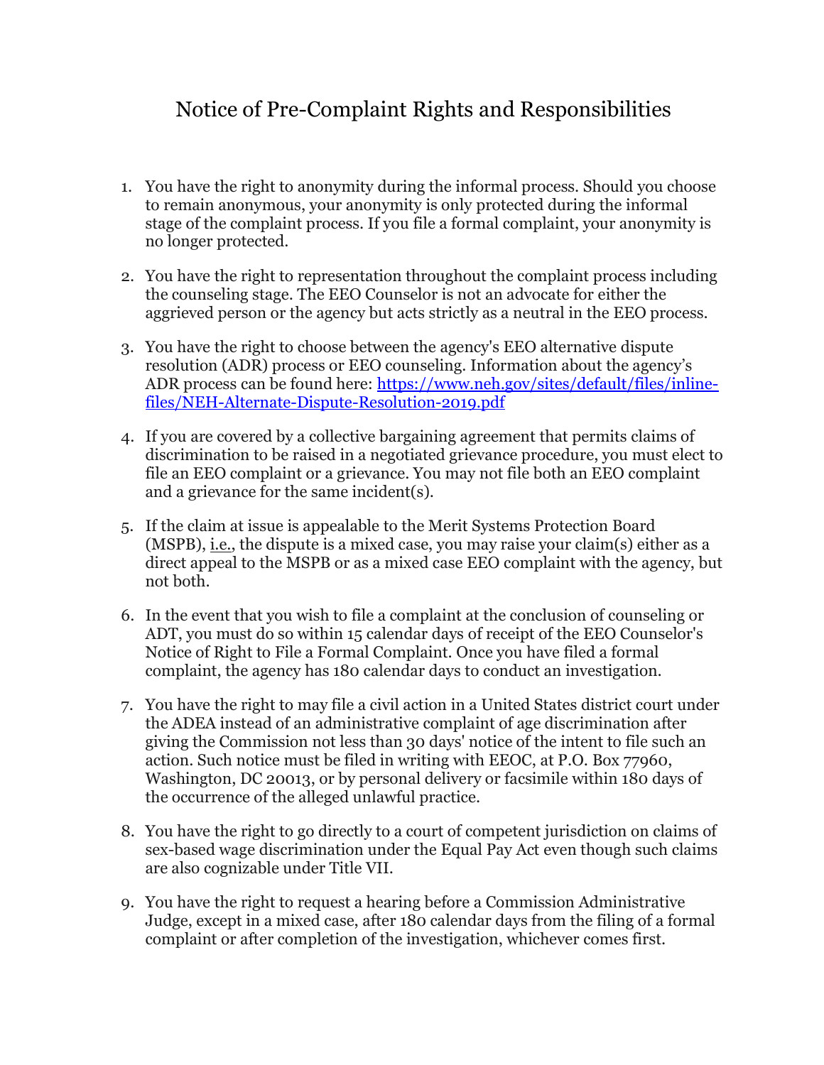# Notice of Pre-Complaint Rights and Responsibilities

1. You have the right to anonymity during the informal process. Should you choose to remain anonymous, your anonymity is only protected during the informal stage of the complaint process. If you file a formal complaint, your anonymity is no longer protected.

2. You have the right to representation throughout the complaint process including the counseling stage. The EEO Counselor is not an advocate for either the aggrieved person or the agency but acts strictly as a neutral in the EEO process.

3. You have the right to choose between the agency's EEO alternative dispute resolution (ADR) process or EEO counseling. Information about the agency's ADR process can be found here: [https://www.neh.gov/sites/default/files/inline-files/NEH-Alternate-Dispute-Resolution-2019.pdf](https://www.neh.gov/sites/default/files/inline-files/NEH-Alternate-Dispute-Resolution-2019.pdf)

4. If you are covered by a collective bargaining agreement that permits claims of discrimination to be raised in a negotiated grievance procedure, you must elect to file an EEO complaint or a grievance. You may not file both an EEO complaint and a grievance for the same incident(s).

5. If the claim at issue is appealable to the Merit Systems Protection Board (MSPB), i.e., the dispute is a mixed case, you may raise your claim(s) either as a direct appeal to the MSPB or as a mixed case EEO complaint with the agency, but not both.

6. In the event that you wish to file a complaint at the conclusion of counseling or ADT, you must do so within 15 calendar days of receipt of the EEO Counselor's Notice of Right to File a Formal Complaint. Once you have filed a formal complaint, the agency has 180 calendar days to conduct an investigation.

7. You have the right to may file a civil action in a United States district court under the ADEA instead of an administrative complaint of age discrimination after giving the Commission not less than 30 days' notice of the intent to file such an action. Such notice must be filed in writing with EEOC, at P.O. Box 77960, Washington, DC 20013, or by personal delivery or facsimile within 180 days of the occurrence of the alleged unlawful practice.

8. You have the right to go directly to a court of competent jurisdiction on claims of sex-based wage discrimination under the Equal Pay Act even though such claims are also cognizable under Title VII.

9. You have the right to request a hearing before a Commission Administrative Judge, except in a mixed case, after 180 calendar days from the filing of a formal complaint or after completion of the investigation, whichever comes first.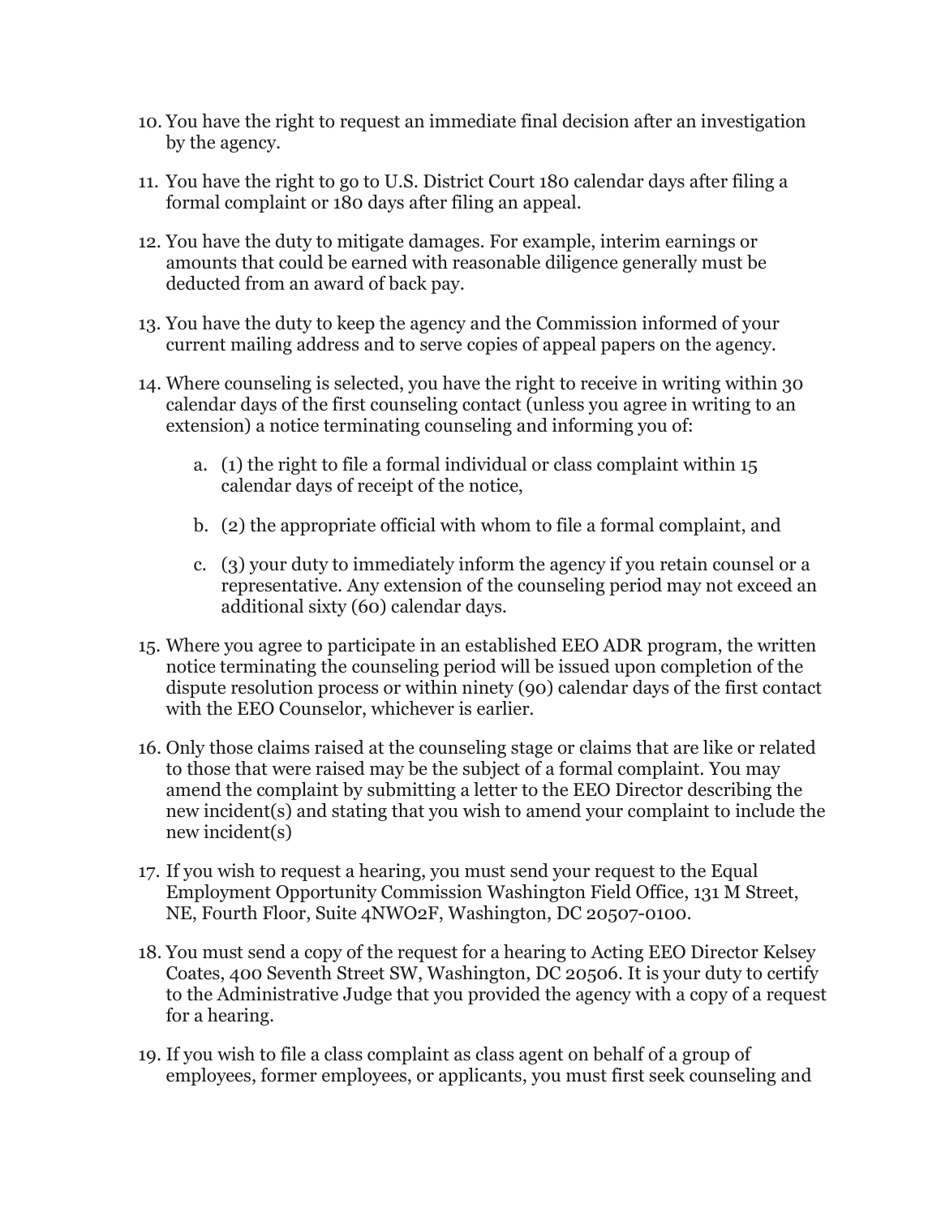10. You have the right to request an immediate final decision after an investigation by the agency.

11. You have the right to go to U.S. District Court 180 calendar days after filing a formal complaint or 180 days after filing an appeal.

12. You have the duty to mitigate damages. For example, interim earnings or amounts that could be earned with reasonable diligence generally must be deducted from an award of back pay.

13. You have the duty to keep the agency and the Commission informed of your current mailing address and to serve copies of appeal papers on the agency.

14. Where counseling is selected, you have the right to receive in writing within 30 calendar days of the first counseling contact (unless you agree in writing to an extension) a notice terminating counseling and informing you of:

    a. (1) the right to file a formal individual or class complaint within 15 calendar days of receipt of the notice,

    b. (2) the appropriate official with whom to file a formal complaint, and

    c. (3) your duty to immediately inform the agency if you retain counsel or a representative. Any extension of the counseling period may not exceed an additional sixty (60) calendar days.

15. Where you agree to participate in an established EEO ADR program, the written notice terminating the counseling period will be issued upon completion of the dispute resolution process or within ninety (90) calendar days of the first contact with the EEO Counselor, whichever is earlier.

16. Only those claims raised at the counseling stage or claims that are like or related to those that were raised may be the subject of a formal complaint. You may amend the complaint by submitting a letter to the EEO Director describing the new incident(s) and stating that you wish to amend your complaint to include the new incident(s)

17. If you wish to request a hearing, you must send your request to the Equal Employment Opportunity Commission Washington Field Office, 131 M Street, NE, Fourth Floor, Suite 4NWO2F, Washington, DC 20507-0100.

18. You must send a copy of the request for a hearing to Acting EEO Director Kelsey Coates, 400 Seventh Street SW, Washington, DC 20506. It is your duty to certify to the Administrative Judge that you provided the agency with a copy of a request for a hearing.

19. If you wish to file a class complaint as class agent on behalf of a group of employees, former employees, or applicants, you must first seek counseling and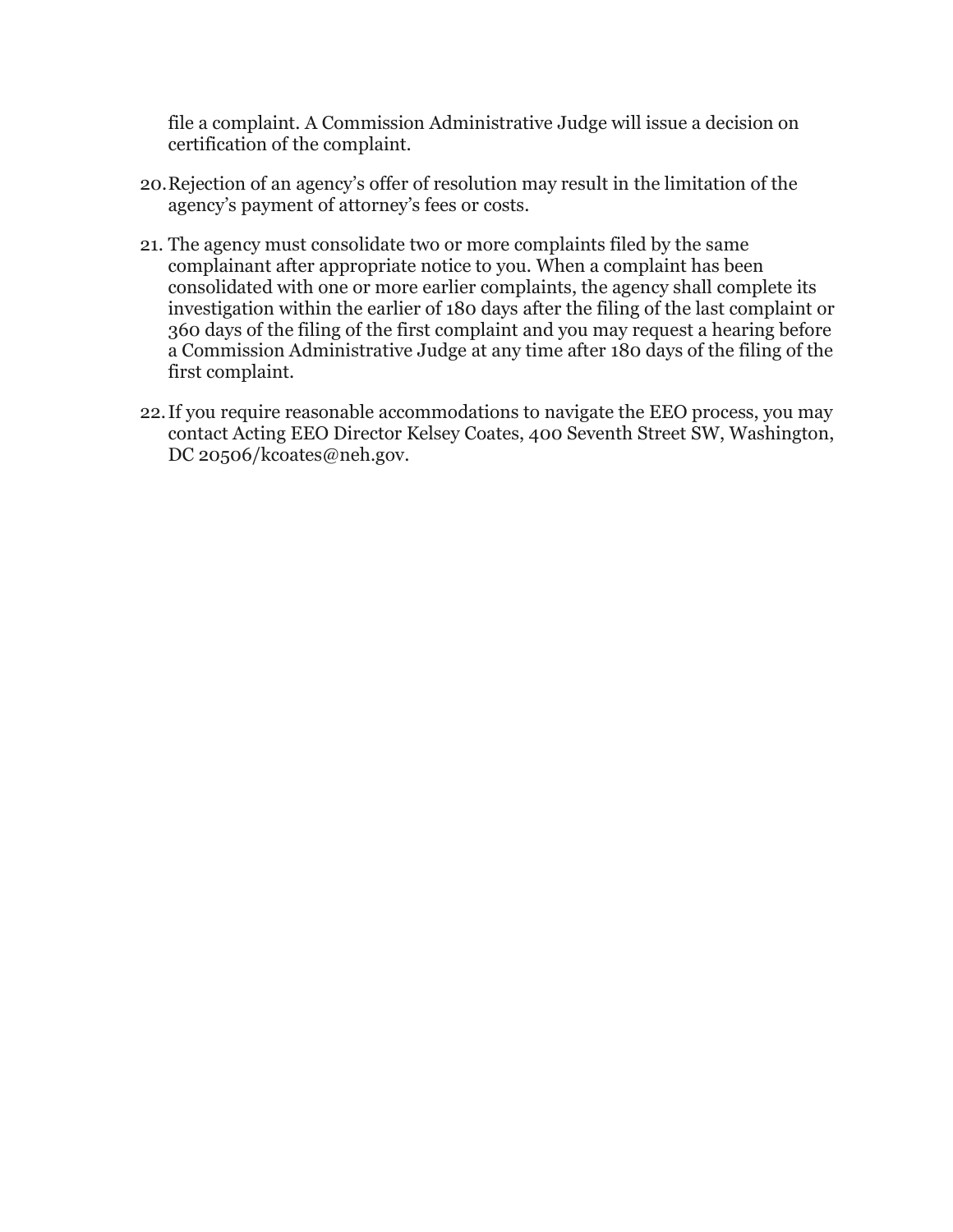file a complaint. A Commission Administrative Judge will issue a decision on certification of the complaint.

20. Rejection of an agency's offer of resolution may result in the limitation of the agency's payment of attorney's fees or costs.

21. The agency must consolidate two or more complaints filed by the same complainant after appropriate notice to you. When a complaint has been consolidated with one or more earlier complaints, the agency shall complete its investigation within the earlier of 180 days after the filing of the last complaint or 360 days of the filing of the first complaint and you may request a hearing before a Commission Administrative Judge at any time after 180 days of the filing of the first complaint.

22. If you require reasonable accommodations to navigate the EEO process, you may contact Acting EEO Director Kelsey Coates, 400 Seventh Street SW, Washington, DC 20506/kcoates@neh.gov.